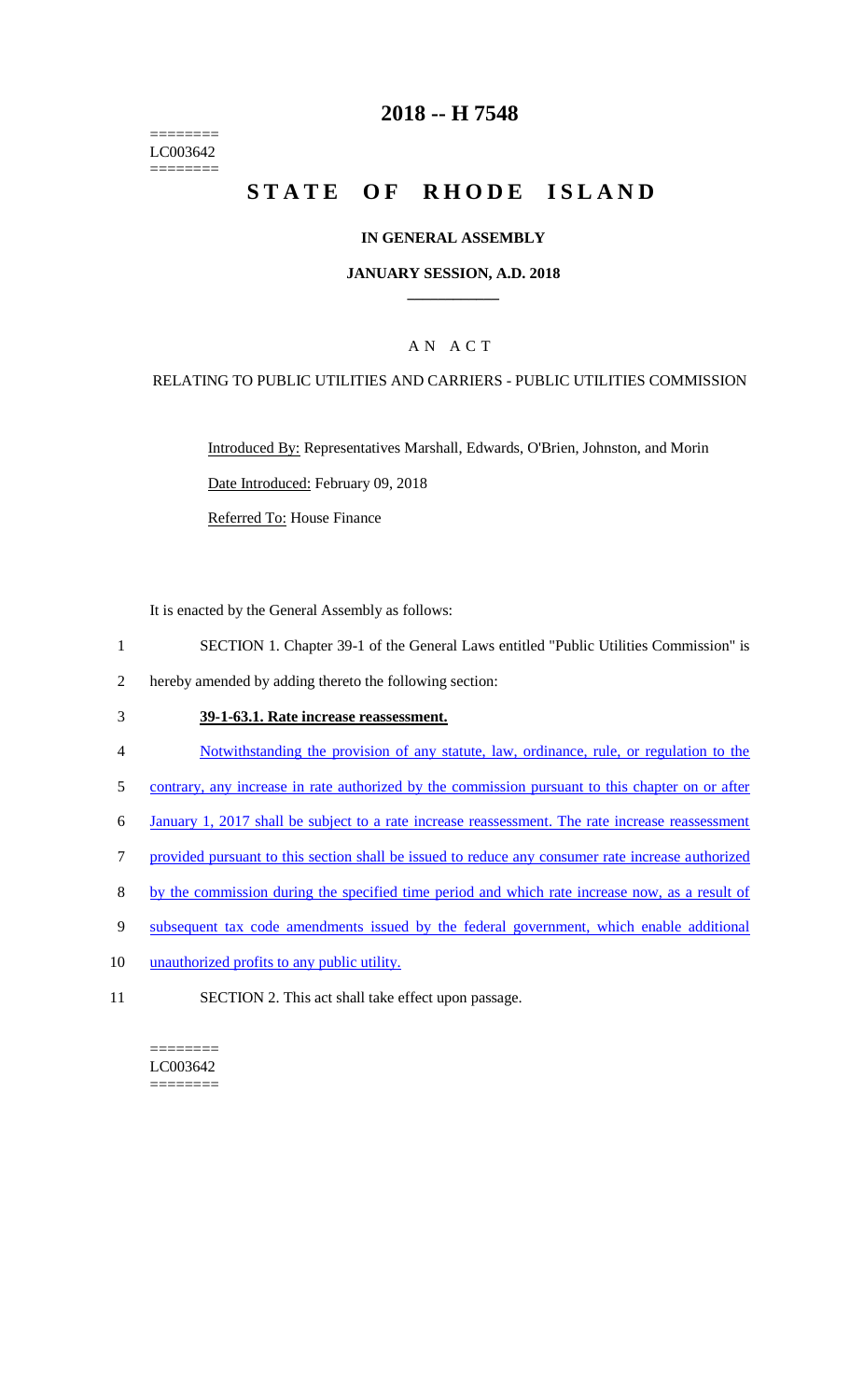========
LC003642
========

# 2018 -- H 7548

# STATE OF RHODE ISLAND

## IN GENERAL ASSEMBLY

### JANUARY SESSION, A.D. 2018

### A N A C T

RELATING TO PUBLIC UTILITIES AND CARRIERS - PUBLIC UTILITIES COMMISSION

Introduced By: Representatives Marshall, Edwards, O'Brien, Johnston, and Morin

Date Introduced: February 09, 2018

Referred To: House Finance

It is enacted by the General Assembly as follows:

1 SECTION 1. Chapter 39-1 of the General Laws entitled "Public Utilities Commission" is
2 hereby amended by adding thereto the following section:

3 **39-1-63.1. Rate increase reassessment.**

4 Notwithstanding the provision of any statute, law, ordinance, rule, or regulation to the
5 contrary, any increase in rate authorized by the commission pursuant to this chapter on or after
6 January 1, 2017 shall be subject to a rate increase reassessment. The rate increase reassessment
7 provided pursuant to this section shall be issued to reduce any consumer rate increase authorized
8 by the commission during the specified time period and which rate increase now, as a result of
9 subsequent tax code amendments issued by the federal government, which enable additional
10 unauthorized profits to any public utility.

11 SECTION 2. This act shall take effect upon passage.

========
LC003642
========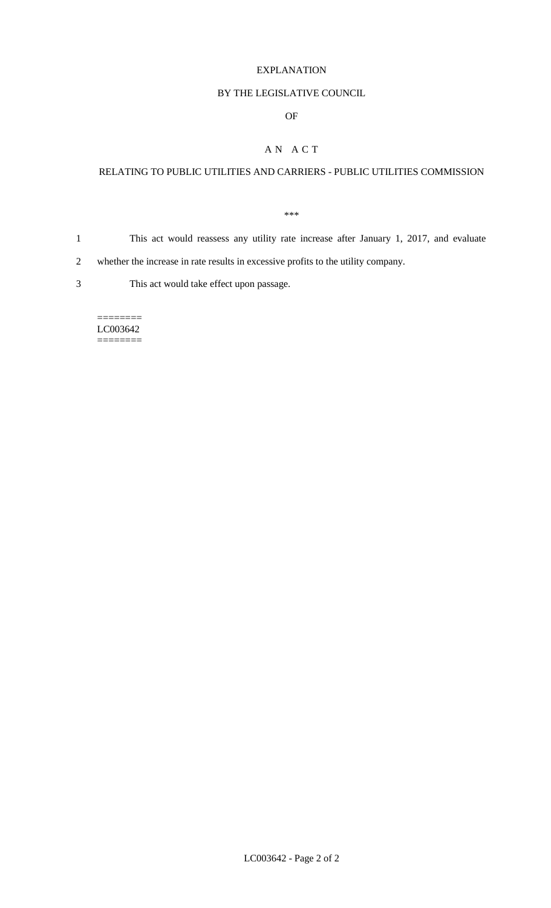EXPLANATION

BY THE LEGISLATIVE COUNCIL

OF

A N A C T

RELATING TO PUBLIC UTILITIES AND CARRIERS - PUBLIC UTILITIES COMMISSION

***

1 This act would reassess any utility rate increase after January 1, 2017, and evaluate
2 whether the increase in rate results in excessive profits to the utility company.
3 This act would take effect upon passage.

========
LC003642
========